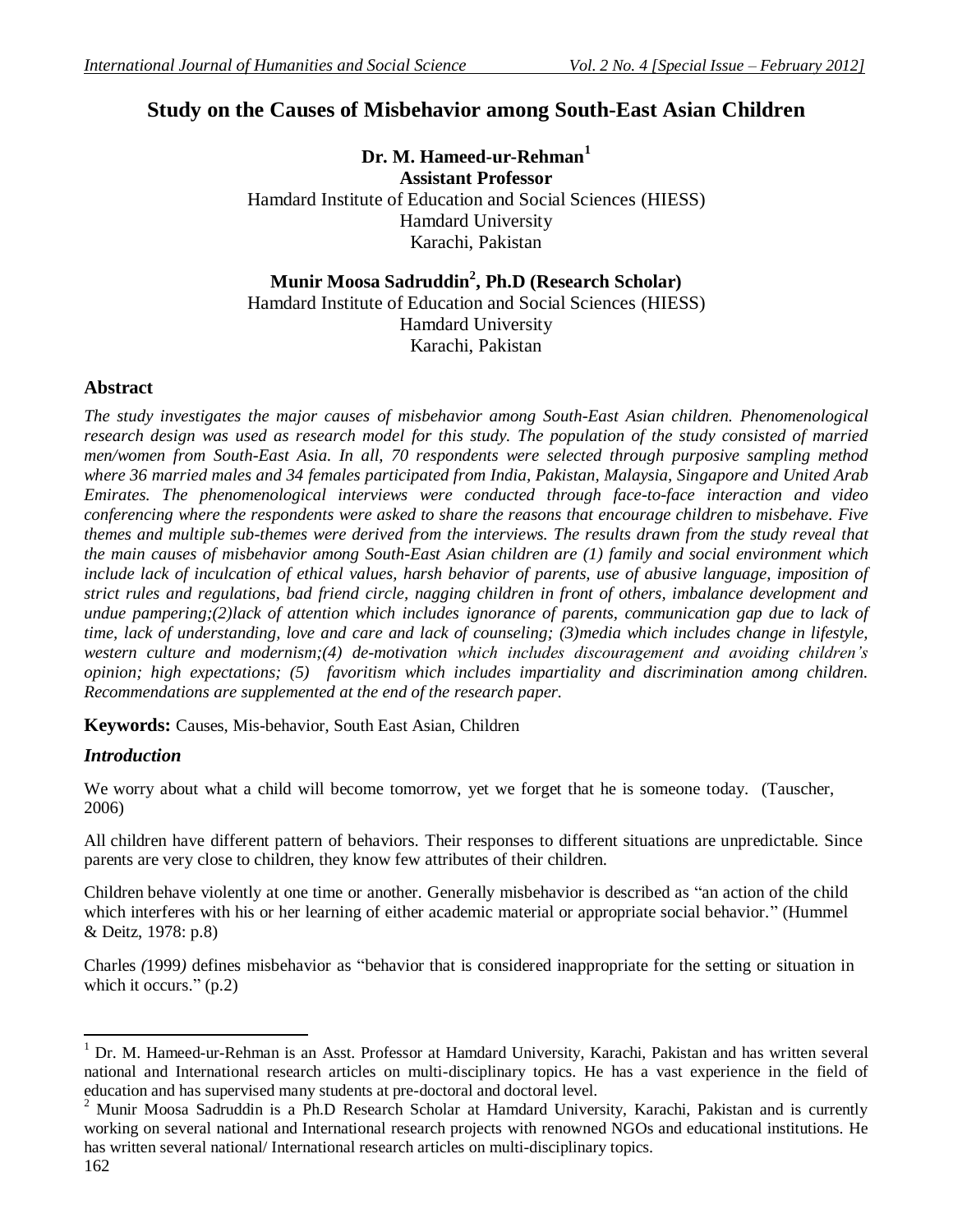# Study on the Causes of Misbehavior among South-East Asian Children

**Dr. M. Hameed-ur-Rehman[1]**
**Assistant Professor**
Hamdard Institute of Education and Social Sciences (HIESS)
Hamdard University
Karachi, Pakistan

**Munir Moosa Sadruddin[2], Ph.D (Research Scholar)**
Hamdard Institute of Education and Social Sciences (HIESS)
Hamdard University
Karachi, Pakistan

## Abstract

*The study investigates the major causes of misbehavior among South-East Asian children. Phenomenological research design was used as research model for this study. The population of the study consisted of married men/women from South-East Asia. In all, 70 respondents were selected through purposive sampling method where 36 married males and 34 females participated from India, Pakistan, Malaysia, Singapore and United Arab Emirates. The phenomenological interviews were conducted through face-to-face interaction and video conferencing where the respondents were asked to share the reasons that encourage children to misbehave. Five themes and multiple sub-themes were derived from the interviews. The results drawn from the study reveal that the main causes of misbehavior among South-East Asian children are (1) family and social environment which include lack of inculcation of ethical values, harsh behavior of parents, use of abusive language, imposition of strict rules and regulations, bad friend circle, nagging children in front of others, imbalance development and undue pampering;(2)lack of attention which includes ignorance of parents, communication gap due to lack of time, lack of understanding, love and care and lack of counseling; (3)media which includes change in lifestyle, western culture and modernism;(4) de-motivation which includes discouragement and avoiding children's opinion; high expectations; (5) favoritism which includes impartiality and discrimination among children. Recommendations are supplemented at the end of the research paper.*

**Keywords:** Causes, Mis-behavior, South East Asian, Children

## *Introduction*

We worry about what a child will become tomorrow, yet we forget that he is someone today. (Tauscher, 2006)

All children have different pattern of behaviors. Their responses to different situations are unpredictable. Since parents are very close to children, they know few attributes of their children.

Children behave violently at one time or another. Generally misbehavior is described as "an action of the child which interferes with his or her learning of either academic material or appropriate social behavior." (Hummel & Deitz, 1978: p.8)

Charles *(*1999*)* defines misbehavior as "behavior that is considered inappropriate for the setting or situation in which it occurs." (p.2)

---

[1] Dr. M. Hameed-ur-Rehman is an Asst. Professor at Hamdard University, Karachi, Pakistan and has written several national and International research articles on multi-disciplinary topics. He has a vast experience in the field of education and has supervised many students at pre-doctoral and doctoral level.

[2] Munir Moosa Sadruddin is a Ph.D Research Scholar at Hamdard University, Karachi, Pakistan and is currently working on several national and International research projects with renowned NGOs and educational institutions. He has written several national/ International research articles on multi-disciplinary topics.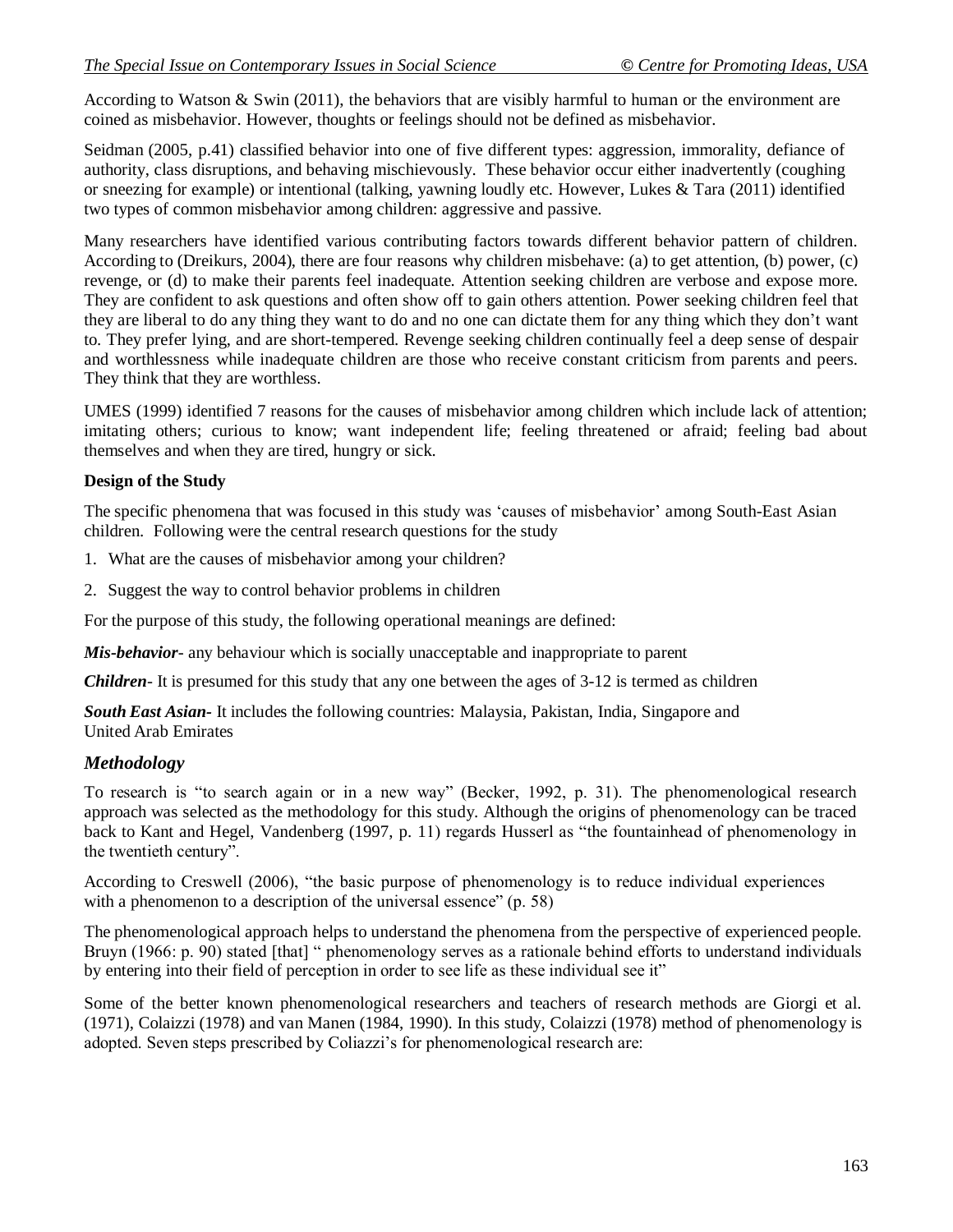According to Watson & Swin (2011), the behaviors that are visibly harmful to human or the environment are coined as misbehavior. However, thoughts or feelings should not be defined as misbehavior.

Seidman (2005, p.41) classified behavior into one of five different types: aggression, immorality, defiance of authority, class disruptions, and behaving mischievously. These behavior occur either inadvertently (coughing or sneezing for example) or intentional (talking, yawning loudly etc. However, Lukes & Tara (2011) identified two types of common misbehavior among children: aggressive and passive.

Many researchers have identified various contributing factors towards different behavior pattern of children. According to (Dreikurs, 2004), there are four reasons why children misbehave: (a) to get attention, (b) power, (c) revenge, or (d) to make their parents feel inadequate. Attention seeking children are verbose and expose more. They are confident to ask questions and often show off to gain others attention. Power seeking children feel that they are liberal to do any thing they want to do and no one can dictate them for any thing which they don't want to. They prefer lying, and are short-tempered. Revenge seeking children continually feel a deep sense of despair and worthlessness while inadequate children are those who receive constant criticism from parents and peers. They think that they are worthless.

UMES (1999) identified 7 reasons for the causes of misbehavior among children which include lack of attention; imitating others; curious to know; want independent life; feeling threatened or afraid; feeling bad about themselves and when they are tired, hungry or sick.

**Design of the Study**

The specific phenomena that was focused in this study was 'causes of misbehavior' among South-East Asian children. Following were the central research questions for the study

1. What are the causes of misbehavior among your children?
2. Suggest the way to control behavior problems in children

For the purpose of this study, the following operational meanings are defined:

***Mis-behavior***- any behaviour which is socially unacceptable and inappropriate to parent

***Children***- It is presumed for this study that any one between the ages of 3-12 is termed as children

***South East Asian***- It includes the following countries: Malaysia, Pakistan, India, Singapore and United Arab Emirates

## *Methodology*

To research is "to search again or in a new way" (Becker, 1992, p. 31). The phenomenological research approach was selected as the methodology for this study. Although the origins of phenomenology can be traced back to Kant and Hegel, Vandenberg (1997, p. 11) regards Husserl as "the fountainhead of phenomenology in the twentieth century".

According to Creswell (2006), "the basic purpose of phenomenology is to reduce individual experiences with a phenomenon to a description of the universal essence" (p. 58)

The phenomenological approach helps to understand the phenomena from the perspective of experienced people. Bruyn (1966: p. 90) stated [that] " phenomenology serves as a rationale behind efforts to understand individuals by entering into their field of perception in order to see life as these individual see it"

Some of the better known phenomenological researchers and teachers of research methods are Giorgi et al. (1971), Colaizzi (1978) and van Manen (1984, 1990). In this study, Colaizzi (1978) method of phenomenology is adopted. Seven steps prescribed by Coliazzi's for phenomenological research are: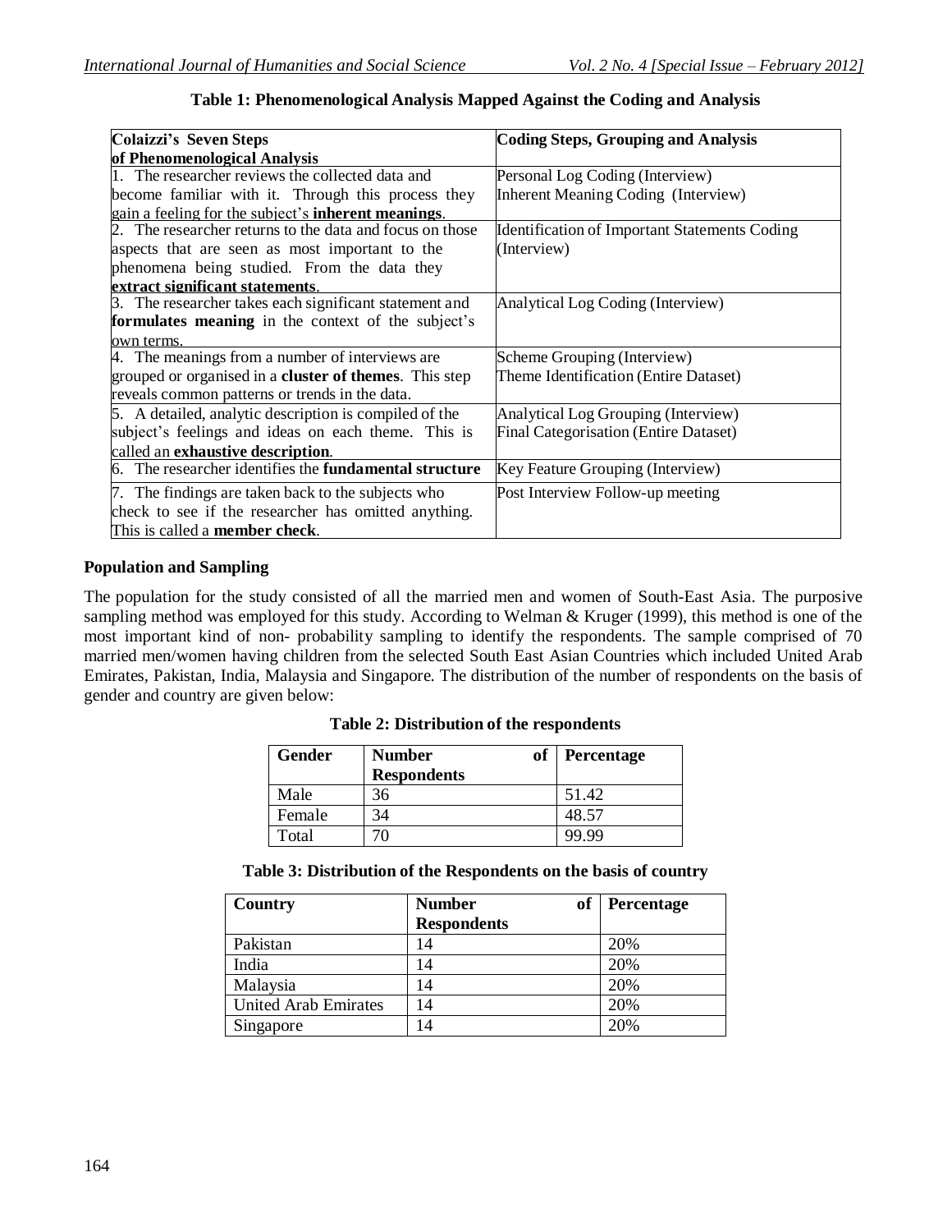**Table 1: Phenomenological Analysis Mapped Against the Coding and Analysis**

| Colaizzi's Seven Steps of Phenomenological Analysis | Coding Steps, Grouping and Analysis |
|---|---|
| 1. The researcher reviews the collected data and become familiar with it. Through this process they gain a feeling for the subject's **inherent meanings**. | Personal Log Coding (Interview) Inherent Meaning Coding (Interview) |
| 2. The researcher returns to the data and focus on those aspects that are seen as most important to the phenomena being studied. From the data they **extract significant statements**. | Identification of Important Statements Coding (Interview) |
| 3. The researcher takes each significant statement and **formulates meaning** in the context of the subject's own terms. | Analytical Log Coding (Interview) |
| 4. The meanings from a number of interviews are grouped or organised in a **cluster of themes**. This step reveals common patterns or trends in the data. | Scheme Grouping (Interview) Theme Identification (Entire Dataset) |
| 5. A detailed, analytic description is compiled of the subject's feelings and ideas on each theme. This is called an **exhaustive description**. | Analytical Log Grouping (Interview) Final Categorisation (Entire Dataset) |
| 6. The researcher identifies the **fundamental structure** | Key Feature Grouping (Interview) |
| 7. The findings are taken back to the subjects who check to see if the researcher has omitted anything. This is called a **member check**. | Post Interview Follow-up meeting |

**Population and Sampling**

The population for the study consisted of all the married men and women of South-East Asia. The purposive sampling method was employed for this study. According to Welman & Kruger (1999), this method is one of the most important kind of non- probability sampling to identify the respondents. The sample comprised of 70 married men/women having children from the selected South East Asian Countries which included United Arab Emirates, Pakistan, India, Malaysia and Singapore. The distribution of the number of respondents on the basis of gender and country are given below:

**Table 2: Distribution of the respondents**

| Gender | Number of Respondents | Percentage |
|---|---|---|
| Male | 36 | 51.42 |
| Female | 34 | 48.57 |
| Total | 70 | 99.99 |

**Table 3: Distribution of the Respondents on the basis of country**

| Country | Number of Respondents | Percentage |
|---|---|---|
| Pakistan | 14 | 20% |
| India | 14 | 20% |
| Malaysia | 14 | 20% |
| United Arab Emirates | 14 | 20% |
| Singapore | 14 | 20% |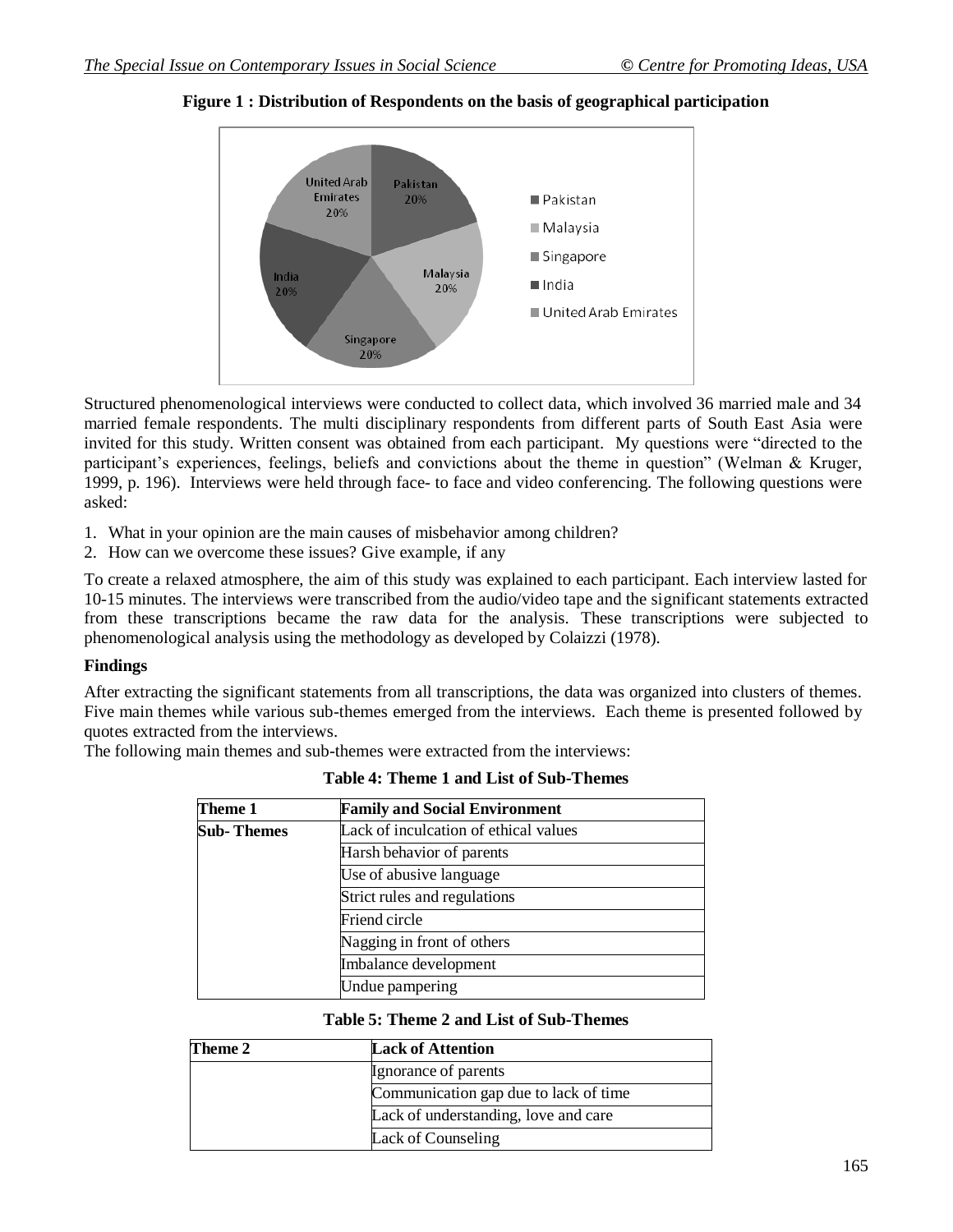**Figure 1 : Distribution of Respondents on the basis of geographical participation**

Structured phenomenological interviews were conducted to collect data, which involved 36 married male and 34 married female respondents. The multi disciplinary respondents from different parts of South East Asia were invited for this study. Written consent was obtained from each participant. My questions were "directed to the participant's experiences, feelings, beliefs and convictions about the theme in question" (Welman & Kruger, 1999, p. 196). Interviews were held through face- to face and video conferencing. The following questions were asked:

1. What in your opinion are the main causes of misbehavior among children?
2. How can we overcome these issues? Give example, if any

To create a relaxed atmosphere, the aim of this study was explained to each participant. Each interview lasted for 10-15 minutes. The interviews were transcribed from the audio/video tape and the significant statements extracted from these transcriptions became the raw data for the analysis. These transcriptions were subjected to phenomenological analysis using the methodology as developed by Colaizzi (1978).

**Findings**

After extracting the significant statements from all transcriptions, the data was organized into clusters of themes. Five main themes while various sub-themes emerged from the interviews. Each theme is presented followed by quotes extracted from the interviews.

The following main themes and sub-themes were extracted from the interviews:

**Table 4: Theme 1 and List of Sub-Themes**

| Theme 1 | Family and Social Environment |
|---|---|
| Sub- Themes | Lack of inculcation of ethical values |
| | Harsh behavior of parents |
| | Use of abusive language |
| | Strict rules and regulations |
| | Friend circle |
| | Nagging in front of others |
| | Imbalance development |
| | Undue pampering |

**Table 5: Theme 2 and List of Sub-Themes**

| Theme 2 | Lack of Attention |
|---|---|
| | Ignorance of parents |
| | Communication gap due to lack of time |
| | Lack of understanding, love and care |
| | Lack of Counseling |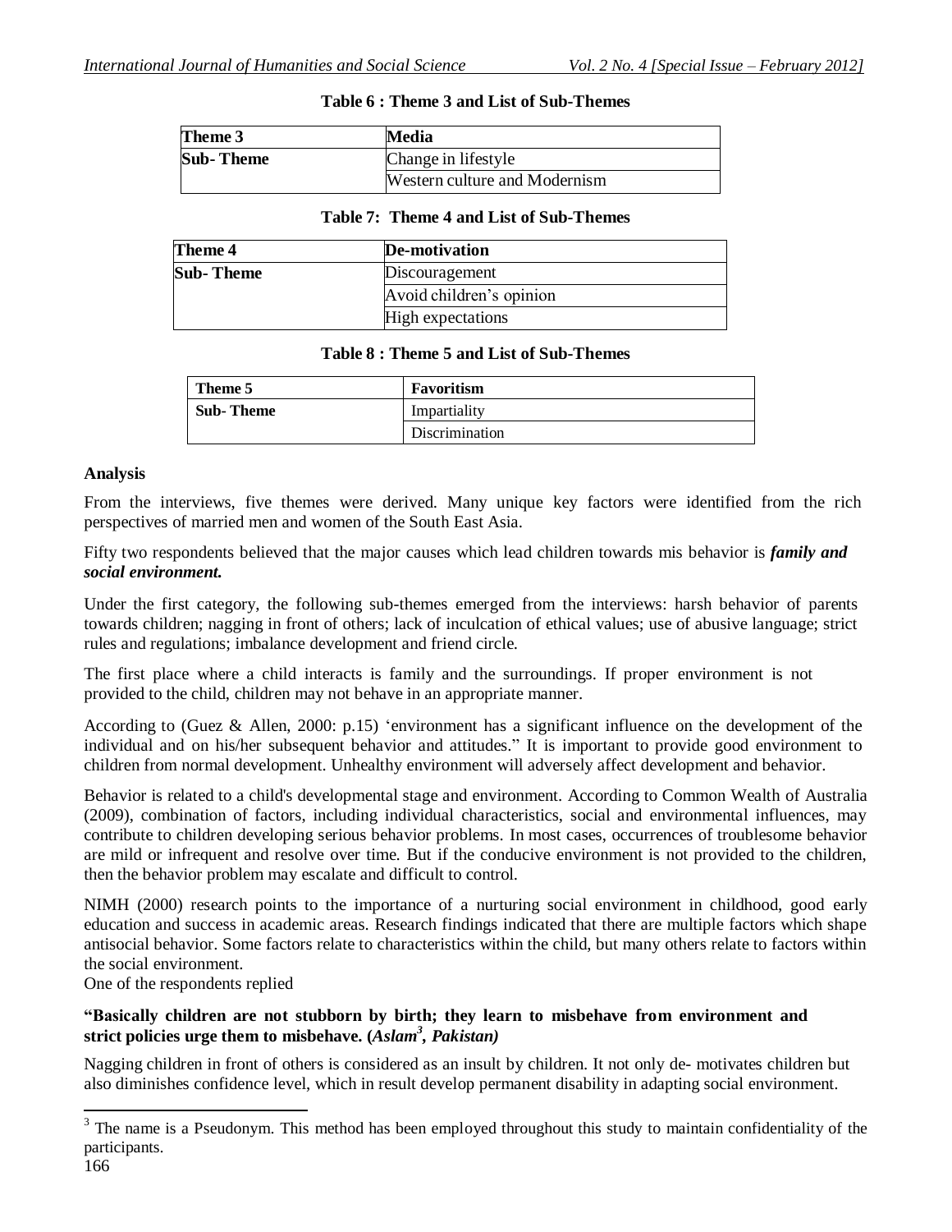**Table 6 : Theme 3 and List of Sub-Themes**

| Theme 3 | Media |
| --- | --- |
| Sub- Theme | Change in lifestyle |
| | Western culture and Modernism |

**Table 7: Theme 4 and List of Sub-Themes**

| Theme 4 | De-motivation |
| --- | --- |
| Sub- Theme | Discouragement |
| | Avoid children's opinion |
| | High expectations |

**Table 8 : Theme 5 and List of Sub-Themes**

| Theme 5 | Favoritism |
| --- | --- |
| Sub- Theme | Impartiality |
| | Discrimination |

### Analysis

From the interviews, five themes were derived. Many unique key factors were identified from the rich perspectives of married men and women of the South East Asia.

Fifty two respondents believed that the major causes which lead children towards mis behavior is ***family and social environment.***

Under the first category, the following sub-themes emerged from the interviews: harsh behavior of parents towards children; nagging in front of others; lack of inculcation of ethical values; use of abusive language; strict rules and regulations; imbalance development and friend circle.

The first place where a child interacts is family and the surroundings. If proper environment is not provided to the child, children may not behave in an appropriate manner.

According to (Guez & Allen, 2000: p.15) 'environment has a significant influence on the development of the individual and on his/her subsequent behavior and attitudes." It is important to provide good environment to children from normal development. Unhealthy environment will adversely affect development and behavior.

Behavior is related to a child's developmental stage and environment. According to Common Wealth of Australia (2009), combination of factors, including individual characteristics, social and environmental influences, may contribute to children developing serious behavior problems. In most cases, occurrences of troublesome behavior are mild or infrequent and resolve over time. But if the conducive environment is not provided to the children, then the behavior problem may escalate and difficult to control.

NIMH (2000) research points to the importance of a nurturing social environment in childhood, good early education and success in academic areas. Research findings indicated that there are multiple factors which shape antisocial behavior. Some factors relate to characteristics within the child, but many others relate to factors within the social environment.
One of the respondents replied

**"Basically children are not stubborn by birth; they learn to misbehave from environment and strict policies urge them to misbehave. (*Aslam*[3], *Pakistan)***

Nagging children in front of others is considered as an insult by children. It not only de- motivates children but also diminishes confidence level, which in result develop permanent disability in adapting social environment.

[3] The name is a Pseudonym. This method has been employed throughout this study to maintain confidentiality of the participants.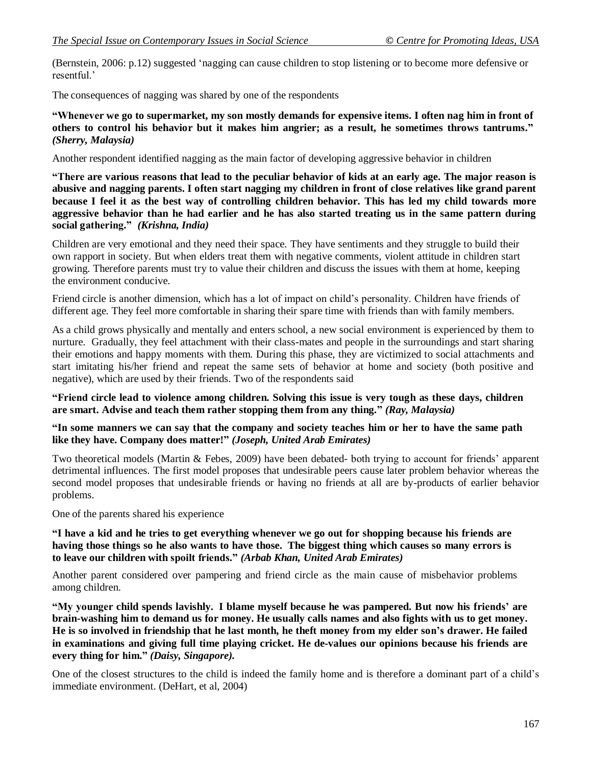(Bernstein, 2006: p.12) suggested 'nagging can cause children to stop listening or to become more defensive or resentful.'

The consequences of nagging was shared by one of the respondents

**"Whenever we go to supermarket, my son mostly demands for expensive items. I often nag him in front of others to control his behavior but it makes him angrier; as a result, he sometimes throws tantrums."** ***(Sherry, Malaysia)***

Another respondent identified nagging as the main factor of developing aggressive behavior in children

**"There are various reasons that lead to the peculiar behavior of kids at an early age. The major reason is abusive and nagging parents. I often start nagging my children in front of close relatives like grand parent because I feel it as the best way of controlling children behavior. This has led my child towards more aggressive behavior than he had earlier and he has also started treating us in the same pattern during social gathering."** ***(Krishna, India)***

Children are very emotional and they need their space. They have sentiments and they struggle to build their own rapport in society. But when elders treat them with negative comments, violent attitude in children start growing. Therefore parents must try to value their children and discuss the issues with them at home, keeping the environment conducive.

Friend circle is another dimension, which has a lot of impact on child's personality. Children have friends of different age. They feel more comfortable in sharing their spare time with friends than with family members.

As a child grows physically and mentally and enters school, a new social environment is experienced by them to nurture. Gradually, they feel attachment with their class-mates and people in the surroundings and start sharing their emotions and happy moments with them. During this phase, they are victimized to social attachments and start imitating his/her friend and repeat the same sets of behavior at home and society (both positive and negative), which are used by their friends. Two of the respondents said

**"Friend circle lead to violence among children. Solving this issue is very tough as these days, children are smart. Advise and teach them rather stopping them from any thing."** ***(Ray, Malaysia)***

**"In some manners we can say that the company and society teaches him or her to have the same path like they have. Company does matter!"** ***(Joseph, United Arab Emirates)***

Two theoretical models (Martin & Febes, 2009) have been debated- both trying to account for friends' apparent detrimental influences. The first model proposes that undesirable peers cause later problem behavior whereas the second model proposes that undesirable friends or having no friends at all are by-products of earlier behavior problems.

One of the parents shared his experience

**"I have a kid and he tries to get everything whenever we go out for shopping because his friends are having those things so he also wants to have those. The biggest thing which causes so many errors is to leave our children with spoilt friends."** ***(Arbab Khan, United Arab Emirates)***

Another parent considered over pampering and friend circle as the main cause of misbehavior problems among children.

**"My younger child spends lavishly. I blame myself because he was pampered. But now his friends' are brain-washing him to demand us for money. He usually calls names and also fights with us to get money. He is so involved in friendship that he last month, he theft money from my elder son's drawer. He failed in examinations and giving full time playing cricket. He de-values our opinions because his friends are every thing for him."** ***(Daisy, Singapore).***

One of the closest structures to the child is indeed the family home and is therefore a dominant part of a child's immediate environment. (DeHart, et al, 2004)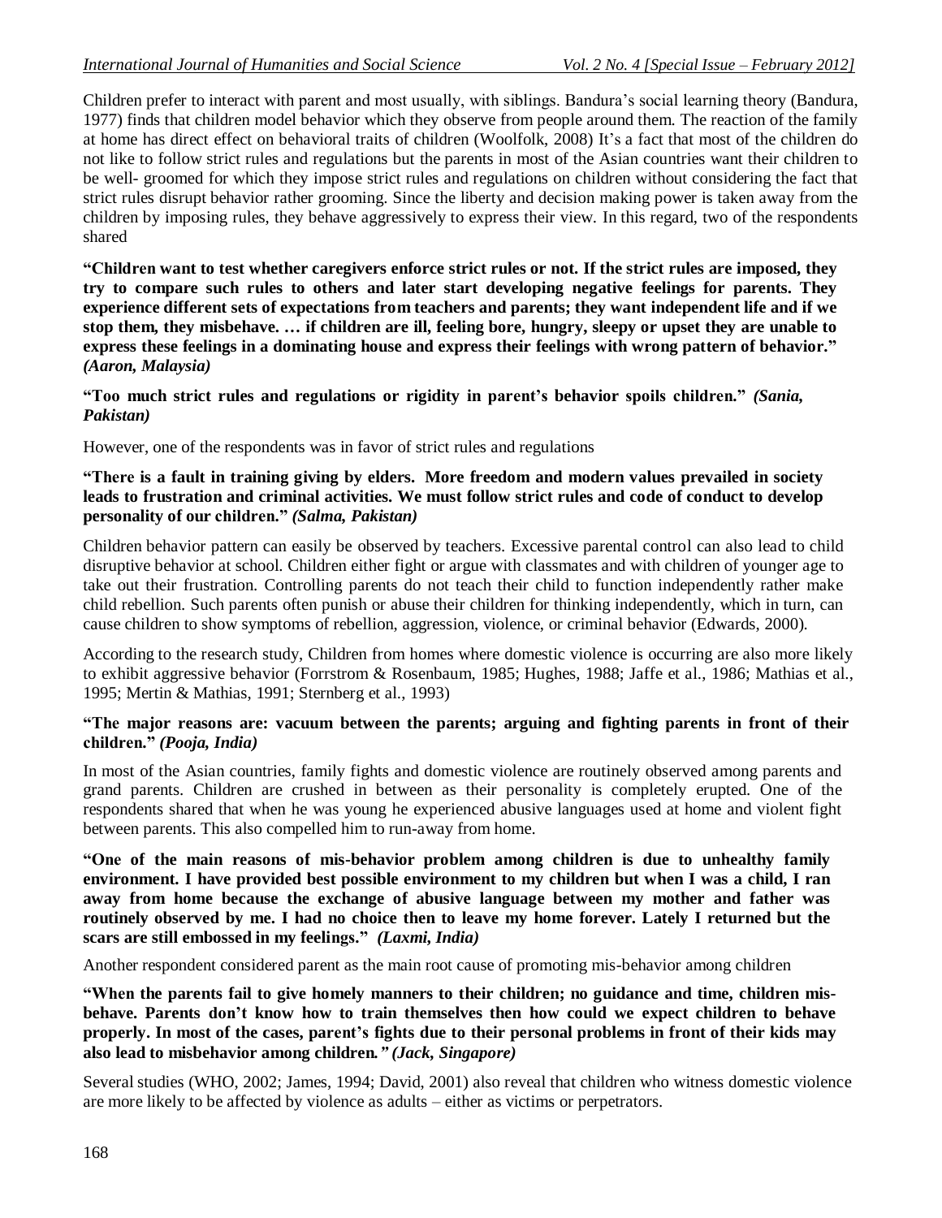Children prefer to interact with parent and most usually, with siblings. Bandura's social learning theory (Bandura, 1977) finds that children model behavior which they observe from people around them. The reaction of the family at home has direct effect on behavioral traits of children (Woolfolk, 2008) It's a fact that most of the children do not like to follow strict rules and regulations but the parents in most of the Asian countries want their children to be well- groomed for which they impose strict rules and regulations on children without considering the fact that strict rules disrupt behavior rather grooming. Since the liberty and decision making power is taken away from the children by imposing rules, they behave aggressively to express their view. In this regard, two of the respondents shared

**"Children want to test whether caregivers enforce strict rules or not. If the strict rules are imposed, they try to compare such rules to others and later start developing negative feelings for parents. They experience different sets of expectations from teachers and parents; they want independent life and if we stop them, they misbehave. … if children are ill, feeling bore, hungry, sleepy or upset they are unable to express these feelings in a dominating house and express their feelings with wrong pattern of behavior."** ***(Aaron, Malaysia)***

**"Too much strict rules and regulations or rigidity in parent's behavior spoils children."** ***(Sania, Pakistan)***

However, one of the respondents was in favor of strict rules and regulations

**"There is a fault in training giving by elders. More freedom and modern values prevailed in society leads to frustration and criminal activities. We must follow strict rules and code of conduct to develop personality of our children."** ***(Salma, Pakistan)***

Children behavior pattern can easily be observed by teachers. Excessive parental control can also lead to child disruptive behavior at school. Children either fight or argue with classmates and with children of younger age to take out their frustration. Controlling parents do not teach their child to function independently rather make child rebellion. Such parents often punish or abuse their children for thinking independently, which in turn, can cause children to show symptoms of rebellion, aggression, violence, or criminal behavior (Edwards, 2000).

According to the research study, Children from homes where domestic violence is occurring are also more likely to exhibit aggressive behavior (Forrstrom & Rosenbaum, 1985; Hughes, 1988; Jaffe et al., 1986; Mathias et al., 1995; Mertin & Mathias, 1991; Sternberg et al., 1993)

**"The major reasons are: vacuum between the parents; arguing and fighting parents in front of their children."** ***(Pooja, India)***

In most of the Asian countries, family fights and domestic violence are routinely observed among parents and grand parents. Children are crushed in between as their personality is completely erupted. One of the respondents shared that when he was young he experienced abusive languages used at home and violent fight between parents. This also compelled him to run-away from home.

**"One of the main reasons of mis-behavior problem among children is due to unhealthy family environment. I have provided best possible environment to my children but when I was a child, I ran away from home because the exchange of abusive language between my mother and father was routinely observed by me. I had no choice then to leave my home forever. Lately I returned but the scars are still embossed in my feelings."** ***(Laxmi, India)***

Another respondent considered parent as the main root cause of promoting mis-behavior among children

**"When the parents fail to give homely manners to their children; no guidance and time, children mis-behave. Parents don't know how to train themselves then how could we expect children to behave properly. In most of the cases, parent's fights due to their personal problems in front of their kids may also lead to misbehavior among children."** ***(Jack, Singapore)***

Several studies (WHO, 2002; James, 1994; David, 2001) also reveal that children who witness domestic violence are more likely to be affected by violence as adults – either as victims or perpetrators.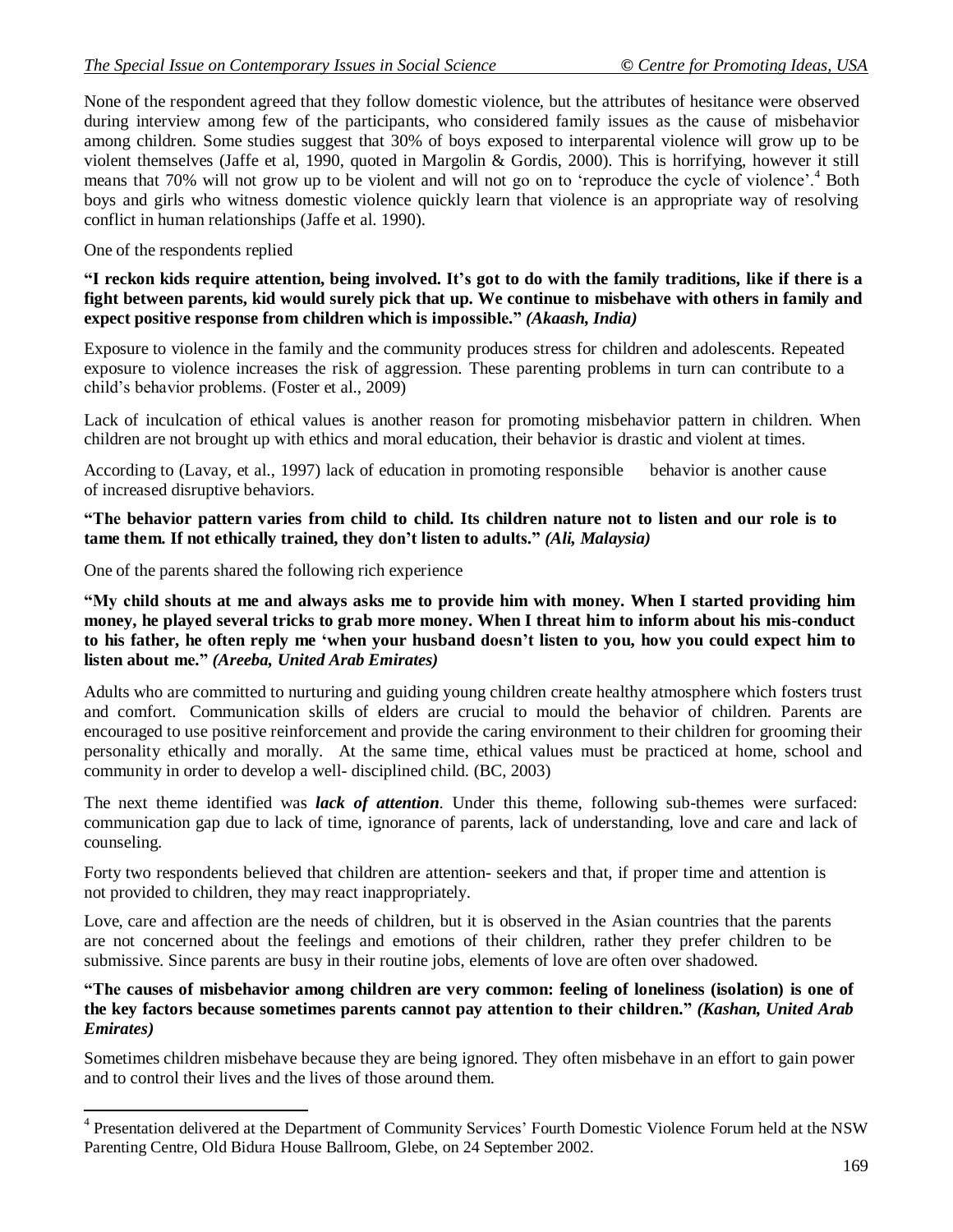None of the respondent agreed that they follow domestic violence, but the attributes of hesitance were observed during interview among few of the participants, who considered family issues as the cause of misbehavior among children. Some studies suggest that 30% of boys exposed to interparental violence will grow up to be violent themselves (Jaffe et al, 1990, quoted in Margolin & Gordis, 2000). This is horrifying, however it still means that 70% will not grow up to be violent and will not go on to 'reproduce the cycle of violence'.[4] Both boys and girls who witness domestic violence quickly learn that violence is an appropriate way of resolving conflict in human relationships (Jaffe et al. 1990).

One of the respondents replied

**"I reckon kids require attention, being involved. It's got to do with the family traditions, like if there is a fight between parents, kid would surely pick that up. We continue to misbehave with others in family and expect positive response from children which is impossible."** ***(Akaash, India)***

Exposure to violence in the family and the community produces stress for children and adolescents. Repeated exposure to violence increases the risk of aggression. These parenting problems in turn can contribute to a child's behavior problems. (Foster et al., 2009)

Lack of inculcation of ethical values is another reason for promoting misbehavior pattern in children. When children are not brought up with ethics and moral education, their behavior is drastic and violent at times.

According to (Lavay, et al., 1997) lack of education in promoting responsible behavior is another cause of increased disruptive behaviors.

**"The behavior pattern varies from child to child. Its children nature not to listen and our role is to tame them. If not ethically trained, they don't listen to adults."** ***(Ali, Malaysia)***

One of the parents shared the following rich experience

**"My child shouts at me and always asks me to provide him with money. When I started providing him money, he played several tricks to grab more money. When I threat him to inform about his mis-conduct to his father, he often reply me 'when your husband doesn't listen to you, how you could expect him to listen about me."** ***(Areeba, United Arab Emirates)***

Adults who are committed to nurturing and guiding young children create healthy atmosphere which fosters trust and comfort. Communication skills of elders are crucial to mould the behavior of children. Parents are encouraged to use positive reinforcement and provide the caring environment to their children for grooming their personality ethically and morally. At the same time, ethical values must be practiced at home, school and community in order to develop a well- disciplined child. (BC, 2003)

The next theme identified was ***lack of attention***. Under this theme, following sub-themes were surfaced: communication gap due to lack of time, ignorance of parents, lack of understanding, love and care and lack of counseling.

Forty two respondents believed that children are attention- seekers and that, if proper time and attention is not provided to children, they may react inappropriately.

Love, care and affection are the needs of children, but it is observed in the Asian countries that the parents are not concerned about the feelings and emotions of their children, rather they prefer children to be submissive. Since parents are busy in their routine jobs, elements of love are often over shadowed.

**"The causes of misbehavior among children are very common: feeling of loneliness (isolation) is one of the key factors because sometimes parents cannot pay attention to their children."** ***(Kashan, United Arab Emirates)***

Sometimes children misbehave because they are being ignored. They often misbehave in an effort to gain power and to control their lives and the lives of those around them.

---

[4] Presentation delivered at the Department of Community Services' Fourth Domestic Violence Forum held at the NSW Parenting Centre, Old Bidura House Ballroom, Glebe, on 24 September 2002.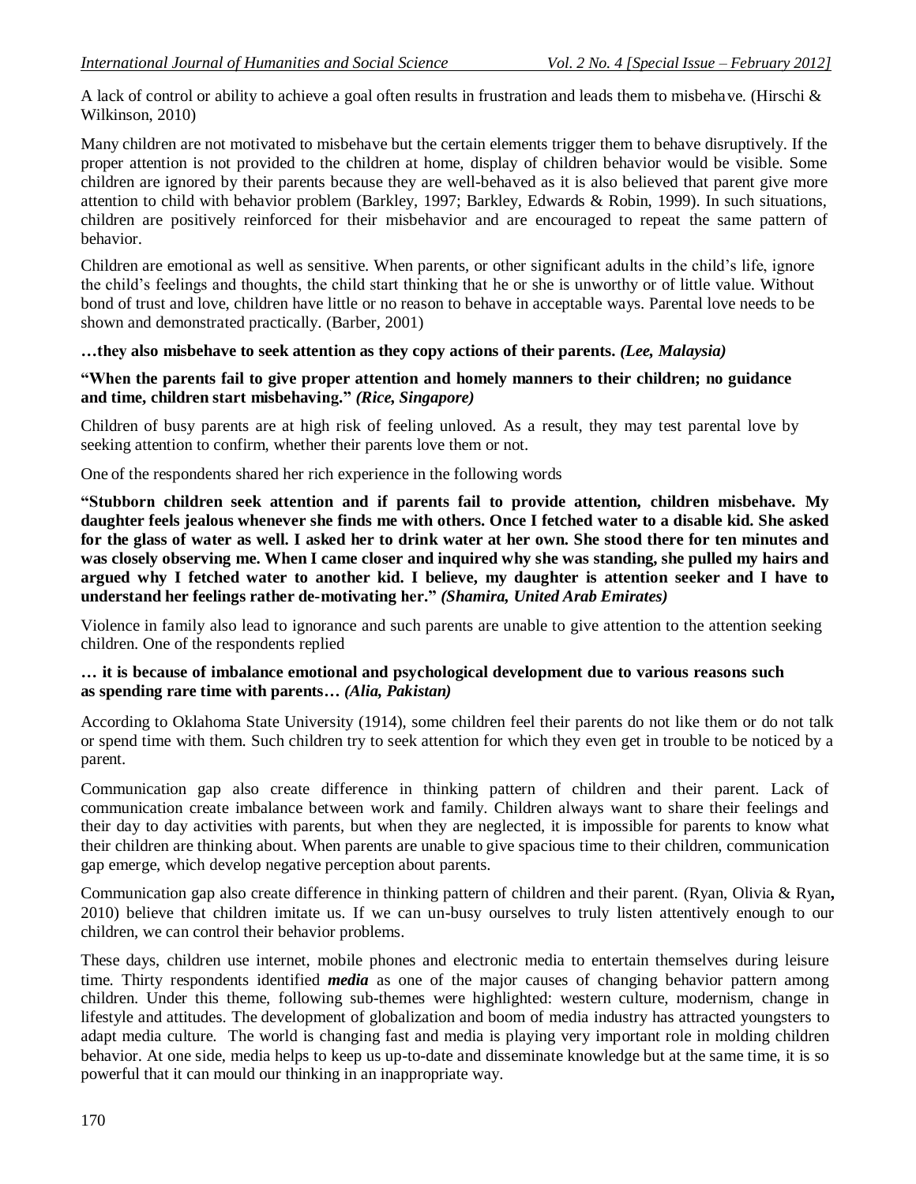A lack of control or ability to achieve a goal often results in frustration and leads them to misbehave. (Hirschi & Wilkinson, 2010)

Many children are not motivated to misbehave but the certain elements trigger them to behave disruptively. If the proper attention is not provided to the children at home, display of children behavior would be visible. Some children are ignored by their parents because they are well-behaved as it is also believed that parent give more attention to child with behavior problem (Barkley, 1997; Barkley, Edwards & Robin, 1999). In such situations, children are positively reinforced for their misbehavior and are encouraged to repeat the same pattern of behavior.

Children are emotional as well as sensitive. When parents, or other significant adults in the child's life, ignore the child's feelings and thoughts, the child start thinking that he or she is unworthy or of little value. Without bond of trust and love, children have little or no reason to behave in acceptable ways. Parental love needs to be shown and demonstrated practically. (Barber, 2001)

**…they also misbehave to seek attention as they copy actions of their parents.** ***(Lee, Malaysia)***

**"When the parents fail to give proper attention and homely manners to their children; no guidance and time, children start misbehaving."** ***(Rice, Singapore)***

Children of busy parents are at high risk of feeling unloved. As a result, they may test parental love by seeking attention to confirm, whether their parents love them or not.

One of the respondents shared her rich experience in the following words

**"Stubborn children seek attention and if parents fail to provide attention, children misbehave. My daughter feels jealous whenever she finds me with others. Once I fetched water to a disable kid. She asked for the glass of water as well. I asked her to drink water at her own. She stood there for ten minutes and was closely observing me. When I came closer and inquired why she was standing, she pulled my hairs and argued why I fetched water to another kid. I believe, my daughter is attention seeker and I have to understand her feelings rather de-motivating her."** ***(Shamira, United Arab Emirates)***

Violence in family also lead to ignorance and such parents are unable to give attention to the attention seeking children. One of the respondents replied

**… it is because of imbalance emotional and psychological development due to various reasons such as spending rare time with parents…** ***(Alia, Pakistan)***

According to Oklahoma State University (1914), some children feel their parents do not like them or do not talk or spend time with them. Such children try to seek attention for which they even get in trouble to be noticed by a parent.

Communication gap also create difference in thinking pattern of children and their parent. Lack of communication create imbalance between work and family. Children always want to share their feelings and their day to day activities with parents, but when they are neglected, it is impossible for parents to know what their children are thinking about. When parents are unable to give spacious time to their children, communication gap emerge, which develop negative perception about parents.

Communication gap also create difference in thinking pattern of children and their parent. (Ryan, Olivia & Ryan**,** 2010) believe that children imitate us. If we can un-busy ourselves to truly listen attentively enough to our children, we can control their behavior problems.

These days, children use internet, mobile phones and electronic media to entertain themselves during leisure time. Thirty respondents identified ***media*** as one of the major causes of changing behavior pattern among children. Under this theme, following sub-themes were highlighted: western culture, modernism, change in lifestyle and attitudes. The development of globalization and boom of media industry has attracted youngsters to adapt media culture. The world is changing fast and media is playing very important role in molding children behavior. At one side, media helps to keep us up-to-date and disseminate knowledge but at the same time, it is so powerful that it can mould our thinking in an inappropriate way.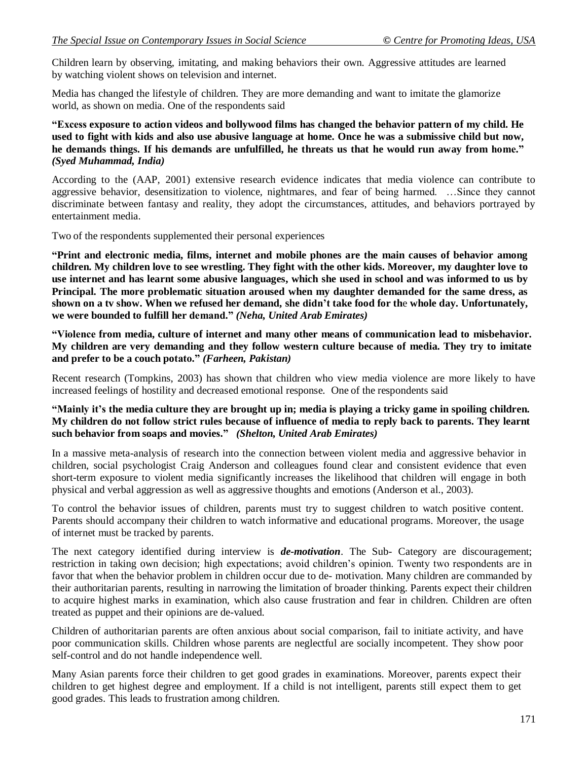Children learn by observing, imitating, and making behaviors their own. Aggressive attitudes are learned by watching violent shows on television and internet.

Media has changed the lifestyle of children. They are more demanding and want to imitate the glamorize world, as shown on media. One of the respondents said

**"Excess exposure to action videos and bollywood films has changed the behavior pattern of my child. He used to fight with kids and also use abusive language at home. Once he was a submissive child but now, he demands things. If his demands are unfulfilled, he threats us that he would run away from home."** ***(Syed Muhammad, India)***

According to the (AAP, 2001) extensive research evidence indicates that media violence can contribute to aggressive behavior, desensitization to violence, nightmares, and fear of being harmed. …Since they cannot discriminate between fantasy and reality, they adopt the circumstances, attitudes, and behaviors portrayed by entertainment media.

Two of the respondents supplemented their personal experiences

**"Print and electronic media, films, internet and mobile phones are the main causes of behavior among children. My children love to see wrestling. They fight with the other kids. Moreover, my daughter love to use internet and has learnt some abusive languages, which she used in school and was informed to us by Principal. The more problematic situation aroused when my daughter demanded for the same dress, as shown on a tv show. When we refused her demand, she didn't take food for the whole day. Unfortunately, we were bounded to fulfill her demand."** ***(Neha, United Arab Emirates)***

**"Violence from media, culture of internet and many other means of communication lead to misbehavior. My children are very demanding and they follow western culture because of media. They try to imitate and prefer to be a couch potato."** ***(Farheen, Pakistan)***

Recent research (Tompkins, 2003) has shown that children who view media violence are more likely to have increased feelings of hostility and decreased emotional response. One of the respondents said

**"Mainly it's the media culture they are brought up in; media is playing a tricky game in spoiling children. My children do not follow strict rules because of influence of media to reply back to parents. They learnt such behavior from soaps and movies."** ***(Shelton, United Arab Emirates)***

In a massive meta-analysis of research into the connection between violent media and aggressive behavior in children, social psychologist Craig Anderson and colleagues found clear and consistent evidence that even short-term exposure to violent media significantly increases the likelihood that children will engage in both physical and verbal aggression as well as aggressive thoughts and emotions (Anderson et al., 2003).

To control the behavior issues of children, parents must try to suggest children to watch positive content. Parents should accompany their children to watch informative and educational programs. Moreover, the usage of internet must be tracked by parents.

The next category identified during interview is ***de-motivation***. The Sub- Category are discouragement; restriction in taking own decision; high expectations; avoid children's opinion. Twenty two respondents are in favor that when the behavior problem in children occur due to de- motivation. Many children are commanded by their authoritarian parents, resulting in narrowing the limitation of broader thinking. Parents expect their children to acquire highest marks in examination, which also cause frustration and fear in children. Children are often treated as puppet and their opinions are de-valued.

Children of authoritarian parents are often anxious about social comparison, fail to initiate activity, and have poor communication skills. Children whose parents are neglectful are socially incompetent. They show poor self-control and do not handle independence well.

Many Asian parents force their children to get good grades in examinations. Moreover, parents expect their children to get highest degree and employment. If a child is not intelligent, parents still expect them to get good grades. This leads to frustration among children.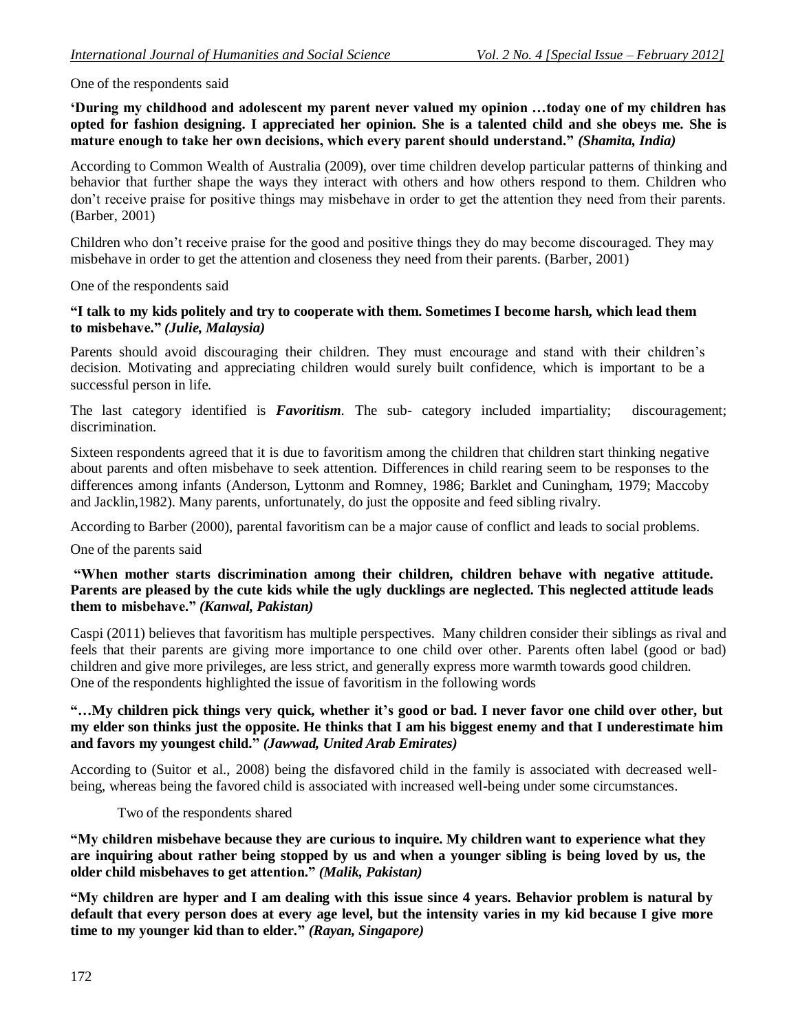One of the respondents said

**'During my childhood and adolescent my parent never valued my opinion …today one of my children has opted for fashion designing. I appreciated her opinion. She is a talented child and she obeys me. She is mature enough to take her own decisions, which every parent should understand."** ***(Shamita, India)***

According to Common Wealth of Australia (2009), over time children develop particular patterns of thinking and behavior that further shape the ways they interact with others and how others respond to them. Children who don't receive praise for positive things may misbehave in order to get the attention they need from their parents. (Barber, 2001)

Children who don't receive praise for the good and positive things they do may become discouraged. They may misbehave in order to get the attention and closeness they need from their parents. (Barber, 2001)

One of the respondents said

**"I talk to my kids politely and try to cooperate with them. Sometimes I become harsh, which lead them to misbehave."** ***(Julie, Malaysia)***

Parents should avoid discouraging their children. They must encourage and stand with their children's decision. Motivating and appreciating children would surely built confidence, which is important to be a successful person in life.

The last category identified is ***Favoritism***. The sub- category included impartiality; discouragement; discrimination.

Sixteen respondents agreed that it is due to favoritism among the children that children start thinking negative about parents and often misbehave to seek attention. Differences in child rearing seem to be responses to the differences among infants (Anderson, Lyttonm and Romney, 1986; Barklet and Cuningham, 1979; Maccoby and Jacklin,1982). Many parents, unfortunately, do just the opposite and feed sibling rivalry.

According to Barber (2000), parental favoritism can be a major cause of conflict and leads to social problems.

One of the parents said

**"When mother starts discrimination among their children, children behave with negative attitude. Parents are pleased by the cute kids while the ugly ducklings are neglected. This neglected attitude leads them to misbehave."** ***(Kanwal, Pakistan)***

Caspi (2011) believes that favoritism has multiple perspectives. Many children consider their siblings as rival and feels that their parents are giving more importance to one child over other. Parents often label (good or bad) children and give more privileges, are less strict, and generally express more warmth towards good children. One of the respondents highlighted the issue of favoritism in the following words

**"…My children pick things very quick, whether it's good or bad. I never favor one child over other, but my elder son thinks just the opposite. He thinks that I am his biggest enemy and that I underestimate him and favors my youngest child."** ***(Jawwad, United Arab Emirates)***

According to (Suitor et al., 2008) being the disfavored child in the family is associated with decreased well-being, whereas being the favored child is associated with increased well-being under some circumstances.

Two of the respondents shared

**"My children misbehave because they are curious to inquire. My children want to experience what they are inquiring about rather being stopped by us and when a younger sibling is being loved by us, the older child misbehaves to get attention."** ***(Malik, Pakistan)***

**"My children are hyper and I am dealing with this issue since 4 years. Behavior problem is natural by default that every person does at every age level, but the intensity varies in my kid because I give more time to my younger kid than to elder."** ***(Rayan, Singapore)***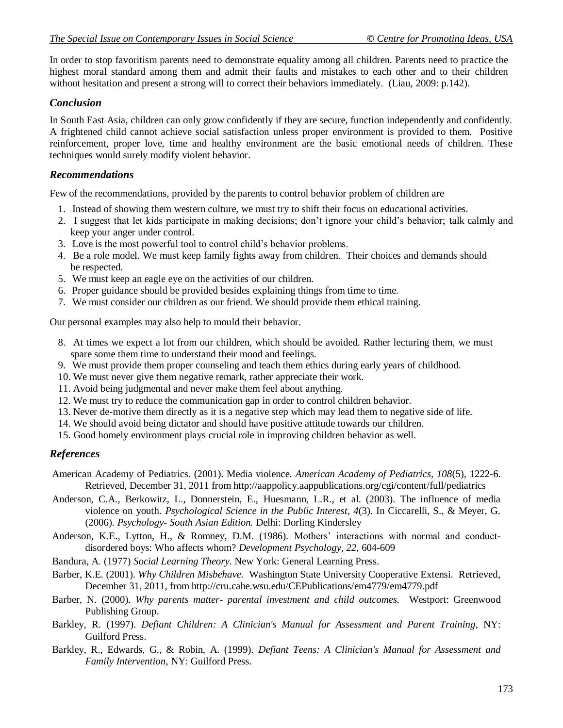In order to stop favoritism parents need to demonstrate equality among all children. Parents need to practice the highest moral standard among them and admit their faults and mistakes to each other and to their children without hesitation and present a strong will to correct their behaviors immediately. (Liau, 2009: p.142).

## *Conclusion*

In South East Asia, children can only grow confidently if they are secure, function independently and confidently. A frightened child cannot achieve social satisfaction unless proper environment is provided to them. Positive reinforcement, proper love, time and healthy environment are the basic emotional needs of children. These techniques would surely modify violent behavior.

## *Recommendations*

Few of the recommendations, provided by the parents to control behavior problem of children are

1. Instead of showing them western culture, we must try to shift their focus on educational activities.
2. I suggest that let kids participate in making decisions; don't ignore your child's behavior; talk calmly and keep your anger under control.
3. Love is the most powerful tool to control child's behavior problems.
4. Be a role model. We must keep family fights away from children. Their choices and demands should be respected.
5. We must keep an eagle eye on the activities of our children.
6. Proper guidance should be provided besides explaining things from time to time.
7. We must consider our children as our friend. We should provide them ethical training.

Our personal examples may also help to mould their behavior.

8. At times we expect a lot from our children, which should be avoided. Rather lecturing them, we must spare some them time to understand their mood and feelings.
9. We must provide them proper counseling and teach them ethics during early years of childhood.
10. We must never give them negative remark, rather appreciate their work.
11. Avoid being judgmental and never make them feel about anything.
12. We must try to reduce the communication gap in order to control children behavior.
13. Never de-motive them directly as it is a negative step which may lead them to negative side of life.
14. We should avoid being dictator and should have positive attitude towards our children.
15. Good homely environment plays crucial role in improving children behavior as well.

## *References*

American Academy of Pediatrics. (2001). Media violence. *American Academy of Pediatrics, 108*(5), 1222-6. Retrieved, December 31, 2011 from http://aappolicy.aappublications.org/cgi/content/full/pediatrics

Anderson, C.A., Berkowitz, L., Donnerstein, E., Huesmann, L.R., et al. (2003). The influence of media violence on youth. *Psychological Science in the Public Interest, 4*(3). In Ciccarelli, S., & Meyer, G. (2006). *Psychology- South Asian Edition.* Delhi: Dorling Kindersley

Anderson, K.E., Lytton, H., & Romney, D.M. (1986). Mothers' interactions with normal and conduct-disordered boys: Who affects whom? *Development Psychology, 22,* 604-609

Bandura, A. (1977) *Social Learning Theory.* New York: General Learning Press.

Barber, K.E. (2001). *Why Children Misbehave.* Washington State University Cooperative Extensi. Retrieved, December 31, 2011, from http://cru.cahe.wsu.edu/CEPublications/em4779/em4779.pdf

Barber, N. (2000). *Why parents matter- parental investment and child outcomes.* Westport: Greenwood Publishing Group.

Barkley, R. (1997). *Defiant Children: A Clinician's Manual for Assessment and Parent Training*, NY: Guilford Press.

Barkley, R., Edwards, G., & Robin, A. (1999). *Defiant Teens: A Clinician's Manual for Assessment and Family Intervention*, NY: Guilford Press.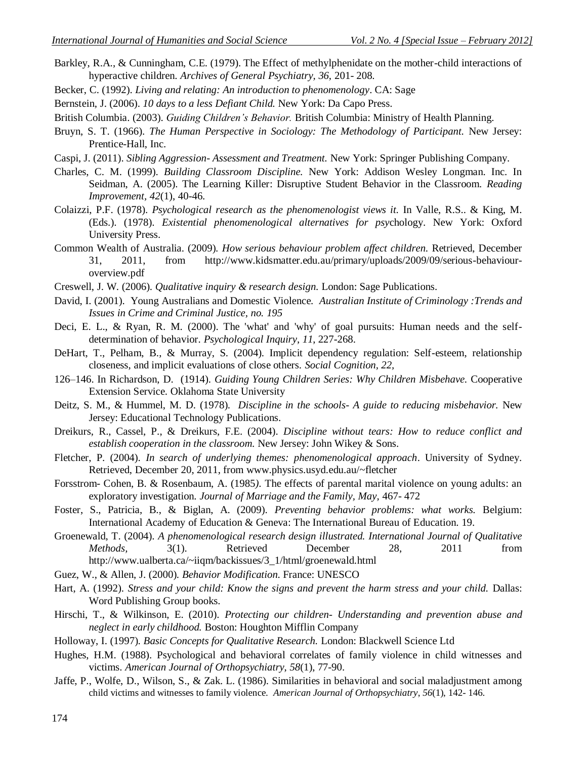Barkley, R.A., & Cunningham, C.E. (1979). The Effect of methylphenidate on the mother-child interactions of hyperactive children. *Archives of General Psychiatry, 36*, 201- 208.

Becker, C. (1992). *Living and relating: An introduction to phenomenology*. CA: Sage

Bernstein, J. (2006). *10 days to a less Defiant Child.* New York: Da Capo Press.

British Columbia. (2003). *Guiding Children's Behavior.* British Columbia: Ministry of Health Planning.

Bruyn, S. T. (1966). *The Human Perspective in Sociology: The Methodology of Participant.* New Jersey: Prentice-Hall, Inc.

Caspi, J. (2011). *Sibling Aggression- Assessment and Treatment.* New York: Springer Publishing Company.

Charles, C. M. (1999). *Building Classroom Discipline.* New York: Addison Wesley Longman. Inc. In Seidman, A. (2005). The Learning Killer: Disruptive Student Behavior in the Classroom. *Reading Improvement, 42*(1), 40-46.

Colaizzi, P.F. (1978). *Psychological research as the phenomenologist views it.* In Valle, R.S.. & King, M. (Eds.). (1978). *Existential phenomenological alternatives for psychology.* New York: Oxford University Press.

Common Wealth of Australia. (2009). *How serious behaviour problem affect children.* Retrieved, December 31, 2011, from http://www.kidsmatter.edu.au/primary/uploads/2009/09/serious-behaviour-overview.pdf

Creswell, J. W. (2006). *Qualitative inquiry & research design.* London: Sage Publications.

David, I. (2001). Young Australians and Domestic Violence. *Australian Institute of Criminology :Trends and Issues in Crime and Criminal Justice, no. 195*

Deci, E. L., & Ryan, R. M. (2000). The 'what' and 'why' of goal pursuits: Human needs and the self-determination of behavior. *Psychological Inquiry, 11,* 227-268.

DeHart, T., Pelham, B., & Murray, S. (2004). Implicit dependency regulation: Self-esteem, relationship closeness, and implicit evaluations of close others. *Social Cognition, 22,*

126–146. In Richardson, D. (1914). *Guiding Young Children Series: Why Children Misbehave.* Cooperative Extension Service. Oklahoma State University

Deitz, S. M., & Hummel, M. D. (1978). *Discipline in the schools- A guide to reducing misbehavior.* New Jersey: Educational Technology Publications.

Dreikurs, R., Cassel, P., & Dreikurs, F.E. (2004). *Discipline without tears: How to reduce conflict and establish cooperation in the classroom.* New Jersey: John Wikey & Sons.

Fletcher, P. (2004). *In search of underlying themes: phenomenological approach*. University of Sydney. Retrieved, December 20, 2011, from www.physics.usyd.edu.au/~fletcher

Forsstrom- Cohen, B. & Rosenbaum, A. (1985). The effects of parental marital violence on young adults: an exploratory investigation. *Journal of Marriage and the Family, May,* 467- 472

Foster, S., Patricia, B., & Biglan, A. (2009). *Preventing behavior problems: what works.* Belgium: International Academy of Education & Geneva: The International Bureau of Education. 19.

Groenewald, T. (2004). *A phenomenological research design illustrated. International Journal of Qualitative Methods,* 3(1). Retrieved December 28, 2011 from http://www.ualberta.ca/~iiqm/backissues/3_1/html/groenewald.html

Guez, W., & Allen, J. (2000). *Behavior Modification.* France: UNESCO

Hart, A. (1992). *Stress and your child: Know the signs and prevent the harm stress and your child.* Dallas: Word Publishing Group books.

Hirschi, T., & Wilkinson, E. (2010). *Protecting our children- Understanding and prevention abuse and neglect in early childhood.* Boston: Houghton Mifflin Company

Holloway, I. (1997). *Basic Concepts for Qualitative Research.* London: Blackwell Science Ltd

Hughes, H.M. (1988). Psychological and behavioral correlates of family violence in child witnesses and victims. *American Journal of Orthopsychiatry, 58*(1), 77-90.

Jaffe, P., Wolfe, D., Wilson, S., & Zak. L. (1986). Similarities in behavioral and social maladjustment among child victims and witnesses to family violence. *American Journal of Orthopsychiatry, 56*(1), 142- 146.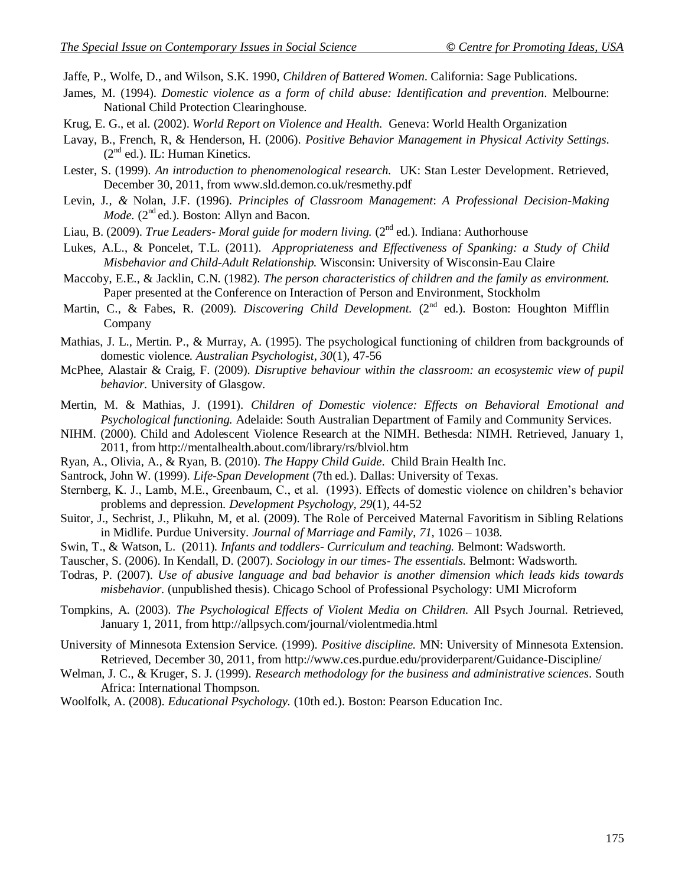Jaffe, P., Wolfe, D., and Wilson, S.K. 1990, *Children of Battered Women*. California: Sage Publications.

James, M. (1994). *Domestic violence as a form of child abuse: Identification and prevention*. Melbourne: National Child Protection Clearinghouse.

Krug, E. G., et al. (2002). *World Report on Violence and Health.* Geneva: World Health Organization

Lavay, B., French, R, & Henderson, H. (2006). *Positive Behavior Management in Physical Activity Settings.* (2nd ed.). IL: Human Kinetics.

Lester, S. (1999). *An introduction to phenomenological research.* UK: Stan Lester Development. Retrieved, December 30, 2011, from www.sld.demon.co.uk/resmethy.pdf

Levin, J., *&* Nolan, J.F. (1996). *Principles of Classroom Management*: *A Professional Decision-Making Mode.* (2nd ed.). Boston: Allyn and Bacon.

Liau, B. (2009). *True Leaders- Moral guide for modern living.* (2nd ed.). Indiana: Authorhouse

Lukes, A.L., & Poncelet, T.L. (2011). *Appropriateness and Effectiveness of Spanking: a Study of Child Misbehavior and Child-Adult Relationship.* Wisconsin: University of Wisconsin-Eau Claire

Maccoby, E.E., & Jacklin, C.N. (1982). *The person characteristics of children and the family as environment.* Paper presented at the Conference on Interaction of Person and Environment, Stockholm

Martin, C., & Fabes, R. (2009). *Discovering Child Development.* (2nd ed.). Boston: Houghton Mifflin Company

Mathias, J. L., Mertin. P., & Murray, A. (1995). The psychological functioning of children from backgrounds of domestic violence. *Australian Psychologist, 30*(1), 47-56

McPhee, Alastair & Craig, F. (2009). *Disruptive behaviour within the classroom: an ecosystemic view of pupil behavior.* University of Glasgow.

Mertin, M. & Mathias, J. (1991). *Children of Domestic violence: Effects on Behavioral Emotional and Psychological functioning.* Adelaide: South Australian Department of Family and Community Services.

NIHM. (2000). Child and Adolescent Violence Research at the NIMH. Bethesda: NIMH. Retrieved, January 1, 2011, from http://mentalhealth.about.com/library/rs/blviol.htm

Ryan, A., Olivia, A., & Ryan, B. (2010). *The Happy Child Guide*. Child Brain Health Inc.

Santrock, John W. (1999). *Life-Span Development* (7th ed.). Dallas: University of Texas.

Sternberg, K. J., Lamb, M.E., Greenbaum, C., et al. (1993). Effects of domestic violence on children's behavior problems and depression. *Development Psychology, 29*(1), 44-52

Suitor, J., Sechrist, J., Plikuhn, M, et al. (2009). The Role of Perceived Maternal Favoritism in Sibling Relations in Midlife. Purdue University. *Journal of Marriage and Family, 71,* 1026 – 1038.

Swin, T., & Watson, L. (2011). *Infants and toddlers- Curriculum and teaching.* Belmont: Wadsworth.

Tauscher, S. (2006). In Kendall, D. (2007). *Sociology in our times- The essentials.* Belmont: Wadsworth.

Todras, P. (2007). *Use of abusive language and bad behavior is another dimension which leads kids towards misbehavior*. (unpublished thesis). Chicago School of Professional Psychology: UMI Microform

Tompkins, A. (2003). *The Psychological Effects of Violent Media on Children.* All Psych Journal. Retrieved, January 1, 2011, from http://allpsych.com/journal/violentmedia.html

University of Minnesota Extension Service. (1999). *Positive discipline.* MN: University of Minnesota Extension. Retrieved, December 30, 2011, from http://www.ces.purdue.edu/providerparent/Guidance-Discipline/

Welman, J. C., & Kruger, S. J. (1999). *Research methodology for the business and administrative sciences*. South Africa: International Thompson.

Woolfolk, A. (2008). *Educational Psychology.* (10th ed.). Boston: Pearson Education Inc.